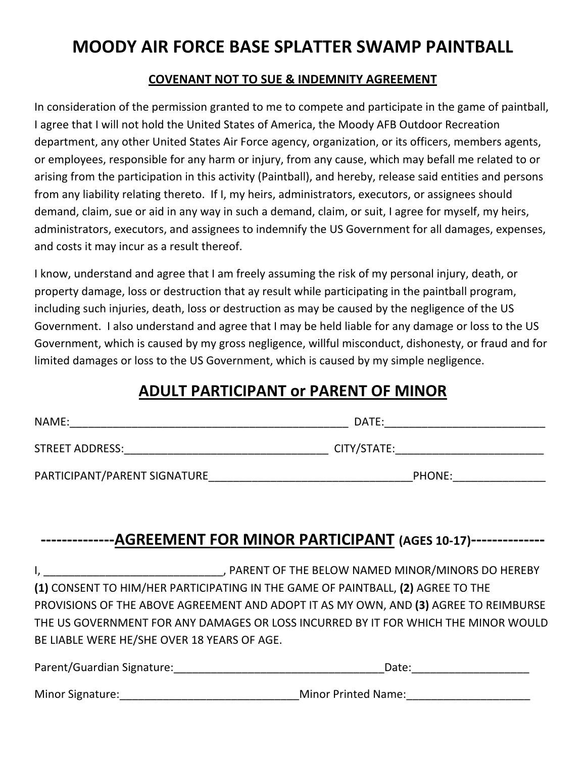# MOODY AIR FORCE BASE SPLATTER SWAMP PAINTBALL

## COVENANT NOT TO SUE & INDEMNITY AGREEMENT

In consideration of the permission granted to me to compete and participate in the game of paintball, I agree that I will not hold the United States of America, the Moody AFB Outdoor Recreation department, any other United States Air Force agency, organization, or its officers, members agents, or employees, responsible for any harm or injury, from any cause, which may befall me related to or arising from the participation in this activity (Paintball), and hereby, release said entities and persons from any liability relating thereto. If I, my heirs, administrators, executors, or assignees should demand, claim, sue or aid in any way in such a demand, claim, or suit, I agree for myself, my heirs, administrators, executors, and assignees to indemnify the US Government for all damages, expenses, and costs it may incur as a result thereof.

I know, understand and agree that I am freely assuming the risk of my personal injury, death, or property damage, loss or destruction that ay result while participating in the paintball program, including such injuries, death, loss or destruction as may be caused by the negligence of the US Government. I also understand and agree that I may be held liable for any damage or loss to the US Government, which is caused by my gross negligence, willful misconduct, dishonesty, or fraud and for limited damages or loss to the US Government, which is caused by my simple negligence.

## ADULT PARTICIPANT or PARENT OF MINOR

NAME:_____________________________________________ DATE:__________________________

STREET ADDRESS:_________________________________ CITY/STATE:________________________

PARTICIPANT/PARENT SIGNATURE_________________________________PHONE:_______________

## --------------AGREEMENT FOR MINOR PARTICIPANT (AGES 10-17)--------------

I, _____________________________, PARENT OF THE BELOW NAMED MINOR/MINORS DO HEREBY **(1)** CONSENT TO HIM/HER PARTICIPATING IN THE GAME OF PAINTBALL, **(2)** AGREE TO THE PROVISIONS OF THE ABOVE AGREEMENT AND ADOPT IT AS MY OWN, AND **(3)** AGREE TO REIMBURSE THE US GOVERNMENT FOR ANY DAMAGES OR LOSS INCURRED BY IT FOR WHICH THE MINOR WOULD BE LIABLE WERE HE/SHE OVER 18 YEARS OF AGE.

Parent/Guardian Signature:__________________________________Date:___________________

Minor Signature:____________________________Minor Printed Name:____________________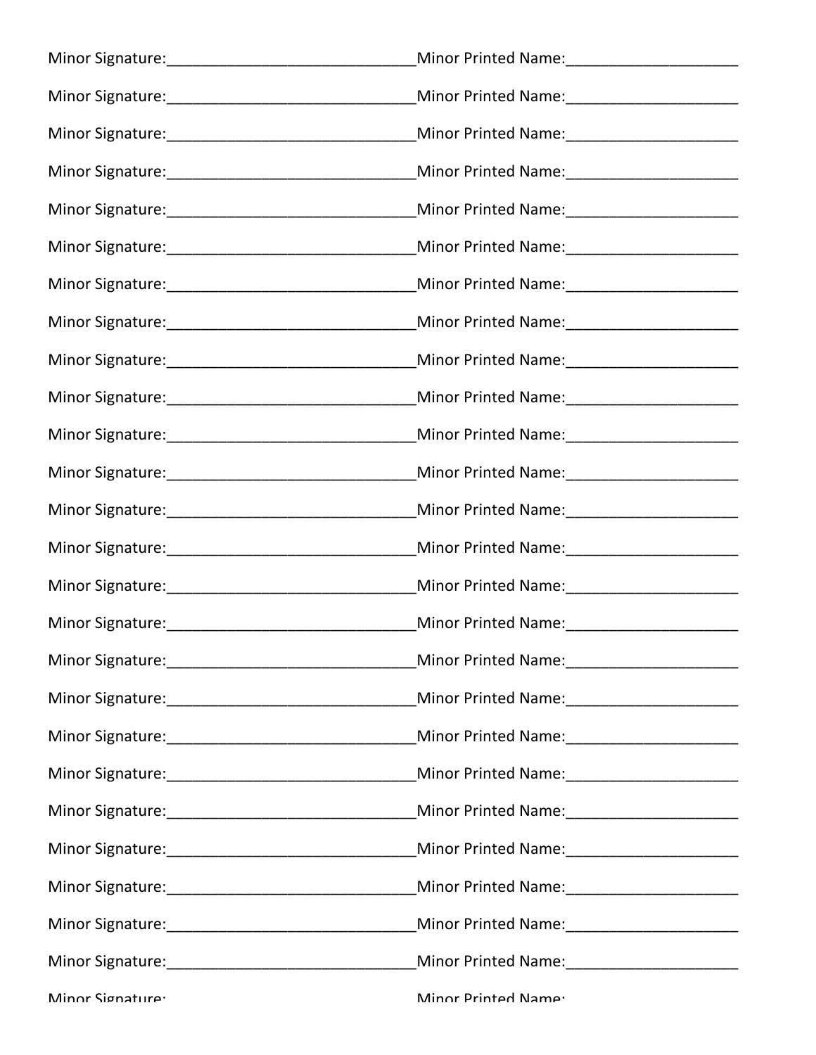Minor Signature:______________________________Minor Printed Name:_____________________

Minor Signature:______________________________Minor Printed Name:_____________________

Minor Signature:______________________________Minor Printed Name:_____________________

Minor Signature:______________________________Minor Printed Name:_____________________

Minor Signature:______________________________Minor Printed Name:_____________________

Minor Signature:______________________________Minor Printed Name:_____________________

Minor Signature:______________________________Minor Printed Name:_____________________

Minor Signature:______________________________Minor Printed Name:_____________________

Minor Signature:______________________________Minor Printed Name:_____________________

Minor Signature:______________________________Minor Printed Name:_____________________

Minor Signature:______________________________Minor Printed Name:_____________________

Minor Signature:______________________________Minor Printed Name:_____________________

Minor Signature:______________________________Minor Printed Name:_____________________

Minor Signature:______________________________Minor Printed Name:_____________________

Minor Signature:______________________________Minor Printed Name:_____________________

Minor Signature:______________________________Minor Printed Name:_____________________

Minor Signature:______________________________Minor Printed Name:_____________________

Minor Signature:______________________________Minor Printed Name:_____________________

Minor Signature:______________________________Minor Printed Name:_____________________

Minor Signature:______________________________Minor Printed Name:_____________________

Minor Signature:______________________________Minor Printed Name:_____________________

Minor Signature:______________________________Minor Printed Name:_____________________

Minor Signature:______________________________Minor Printed Name:_____________________

Minor Signature:______________________________Minor Printed Name:_____________________

Minor Signature:______________________________Minor Printed Name:_____________________

Minor Signature: Minor Printed Name: